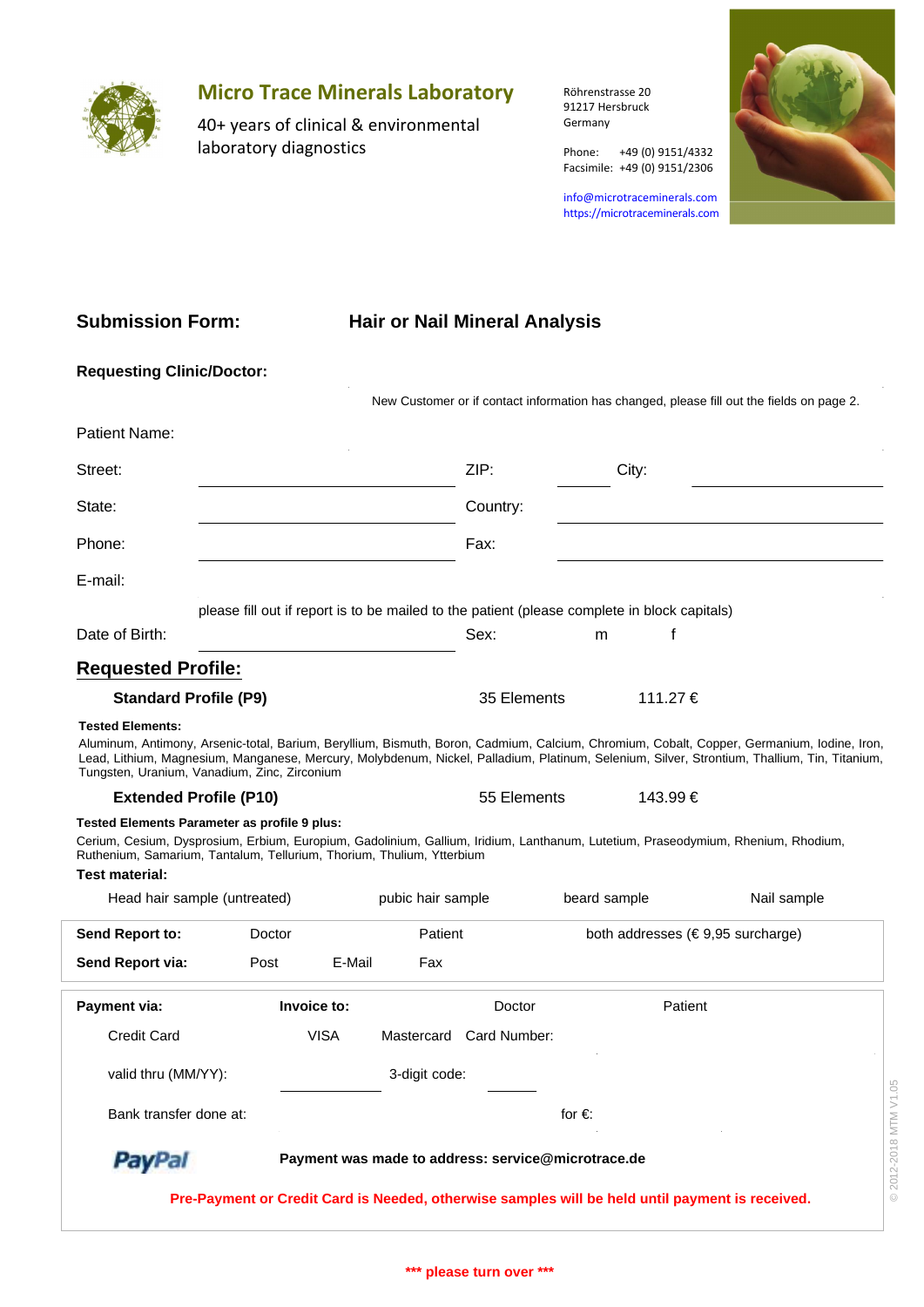## Micro Trace Minerals Laboratory

40+ years of clinical & environmental laboratory diagnostics

Röhrenstrasse 20
91217 Hersbruck
Germany

Phone: +49 (0) 9151/4332
Facsimile: +49 (0) 9151/2306

info@microtraceminerals.com
https://microtraceminerals.com

# Submission Form: Hair or Nail Mineral Analysis

**Requesting Clinic/Doctor:**

New Customer or if contact information has changed, please fill out the fields on page 2.

Patient Name:

Street: ______________________ ZIP: ________ City: ______________________

State: ______________________ Country: ______________________

Phone: ______________________ Fax: ______________________

E-mail:

please fill out if report is to be mailed to the patient (please complete in block capitals)

Date of Birth: ______________________ Sex: m f

## Requested Profile:

**Standard Profile (P9)** 35 Elements 111.27 €

**Tested Elements:**
Aluminum, Antimony, Arsenic-total, Barium, Beryllium, Bismuth, Boron, Cadmium, Calcium, Chromium, Cobalt, Copper, Germanium, Iodine, Iron, Lead, Lithium, Magnesium, Manganese, Mercury, Molybdenum, Nickel, Palladium, Platinum, Selenium, Silver, Strontium, Thallium, Tin, Titanium, Tungsten, Uranium, Vanadium, Zinc, Zirconium

**Extended Profile (P10)** 55 Elements 143.99 €

**Tested Elements Parameter as profile 9 plus:**
Cerium, Cesium, Dysprosium, Erbium, Europium, Gadolinium, Gallium, Iridium, Lanthanum, Lutetium, Praseodymium, Rhenium, Rhodium, Ruthenium, Samarium, Tantalum, Tellurium, Thorium, Thulium, Ytterbium

**Test material:**

Head hair sample (untreated) pubic hair sample beard sample Nail sample

**Send Report to:** Doctor Patient both addresses (€ 9,95 surcharge)

**Send Report via:** Post E-Mail Fax

**Payment via:** **Invoice to:** Doctor Patient

Credit Card VISA Mastercard Card Number:

valid thru (MM/YY): ____________ 3-digit code: ________

Bank transfer done at: for €:

PayPal **Payment was made to address: service@microtrace.de**

**Pre-Payment or Credit Card is Needed, otherwise samples will be held until payment is received.**

**\*\*\* please turn over \*\*\***

© 2012-2018 MTM V1.05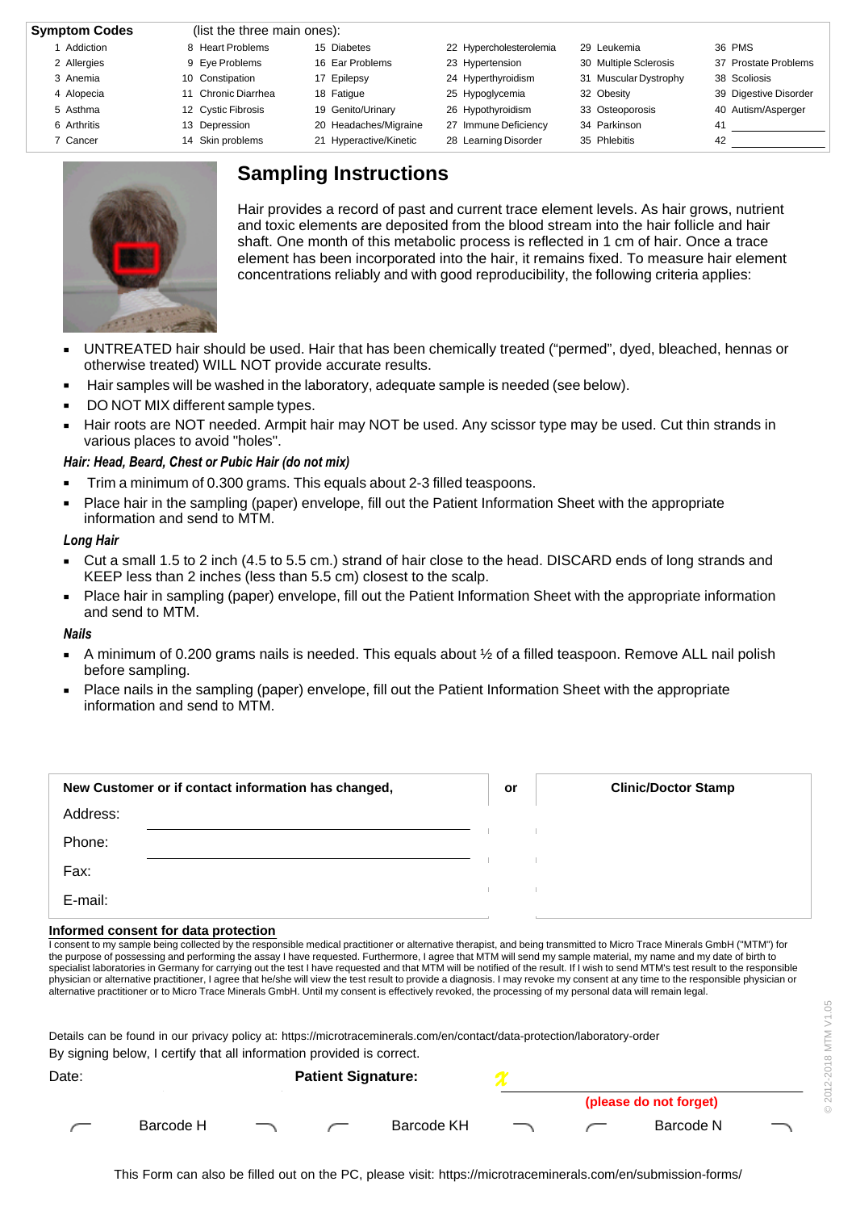**Symptom Codes** (list the three main ones):

| | | | | | |
|---|---|---|---|---|---|
| 1 Addiction | 8 Heart Problems | 15 Diabetes | 22 Hypercholesterolemia | 29 Leukemia | 36 PMS |
| 2 Allergies | 9 Eye Problems | 16 Ear Problems | 23 Hypertension | 30 Multiple Sclerosis | 37 Prostate Problems |
| 3 Anemia | 10 Constipation | 17 Epilepsy | 24 Hyperthyroidism | 31 Muscular Dystrophy | 38 Scoliosis |
| 4 Alopecia | 11 Chronic Diarrhea | 18 Fatigue | 25 Hypoglycemia | 32 Obesity | 39 Digestive Disorder |
| 5 Asthma | 12 Cystic Fibrosis | 19 Genito/Urinary | 26 Hypothyroidism | 33 Osteoporosis | 40 Autism/Asperger |
| 6 Arthritis | 13 Depression | 20 Headaches/Migraine | 27 Immune Deficiency | 34 Parkinson | 41 ____________ |
| 7 Cancer | 14 Skin problems | 21 Hyperactive/Kinetic | 28 Learning Disorder | 35 Phlebitis | 42 ____________ |

## Sampling Instructions

Hair provides a record of past and current trace element levels. As hair grows, nutrient and toxic elements are deposited from the blood stream into the hair follicle and hair shaft. One month of this metabolic process is reflected in 1 cm of hair. Once a trace element has been incorporated into the hair, it remains fixed. To measure hair element concentrations reliably and with good reproducibility, the following criteria applies:

- UNTREATED hair should be used. Hair that has been chemically treated ("permed", dyed, bleached, hennas or otherwise treated) WILL NOT provide accurate results.
- Hair samples will be washed in the laboratory, adequate sample is needed (see below).
- DO NOT MIX different sample types.
- Hair roots are NOT needed. Armpit hair may NOT be used. Any scissor type may be used. Cut thin strands in various places to avoid "holes".

***Hair: Head, Beard, Chest or Pubic Hair (do not mix)***

- Trim a minimum of 0.300 grams. This equals about 2-3 filled teaspoons.
- Place hair in the sampling (paper) envelope, fill out the Patient Information Sheet with the appropriate information and send to MTM.

***Long Hair***

- Cut a small 1.5 to 2 inch (4.5 to 5.5 cm.) strand of hair close to the head. DISCARD ends of long strands and KEEP less than 2 inches (less than 5.5 cm) closest to the scalp.
- Place hair in sampling (paper) envelope, fill out the Patient Information Sheet with the appropriate information and send to MTM.

***Nails***

- A minimum of 0.200 grams nails is needed. This equals about ½ of a filled teaspoon. Remove ALL nail polish before sampling.
- Place nails in the sampling (paper) envelope, fill out the Patient Information Sheet with the appropriate information and send to MTM.

| **New Customer or if contact information has changed,** | **or** | **Clinic/Doctor Stamp** |
|---|---|---|
| Address: ____________ | | |
| Phone: ____________ | | |
| Fax: ____________ | | |
| E-mail: | | |

**Informed consent for data protection**

I consent to my sample being collected by the responsible medical practitioner or alternative therapist, and being transmitted to Micro Trace Minerals GmbH ("MTM") for the purpose of possessing and performing the assay I have requested. Furthermore, I agree that MTM will send my sample material, my name and my date of birth to specialist laboratories in Germany for carrying out the test I have requested and that MTM will be notified of the result. If I wish to send MTM's test result to the responsible physician or alternative practitioner, I agree that he/she will view the test result to provide a diagnosis. I may revoke my consent at any time to the responsible physician or alternative practitioner or to Micro Trace Minerals GmbH. Until my consent is effectively revoked, the processing of my personal data will remain legal.

Details can be found in our privacy policy at: https://microtraceminerals.com/en/contact/data-protection/laboratory-order

By signing below, I certify that all information provided is correct.

Date: **Patient Signature:** ✗ ____________

**(please do not forget)**

Barcode H Barcode KH Barcode N

This Form can also be filled out on the PC, please visit: https://microtraceminerals.com/en/submission-forms/